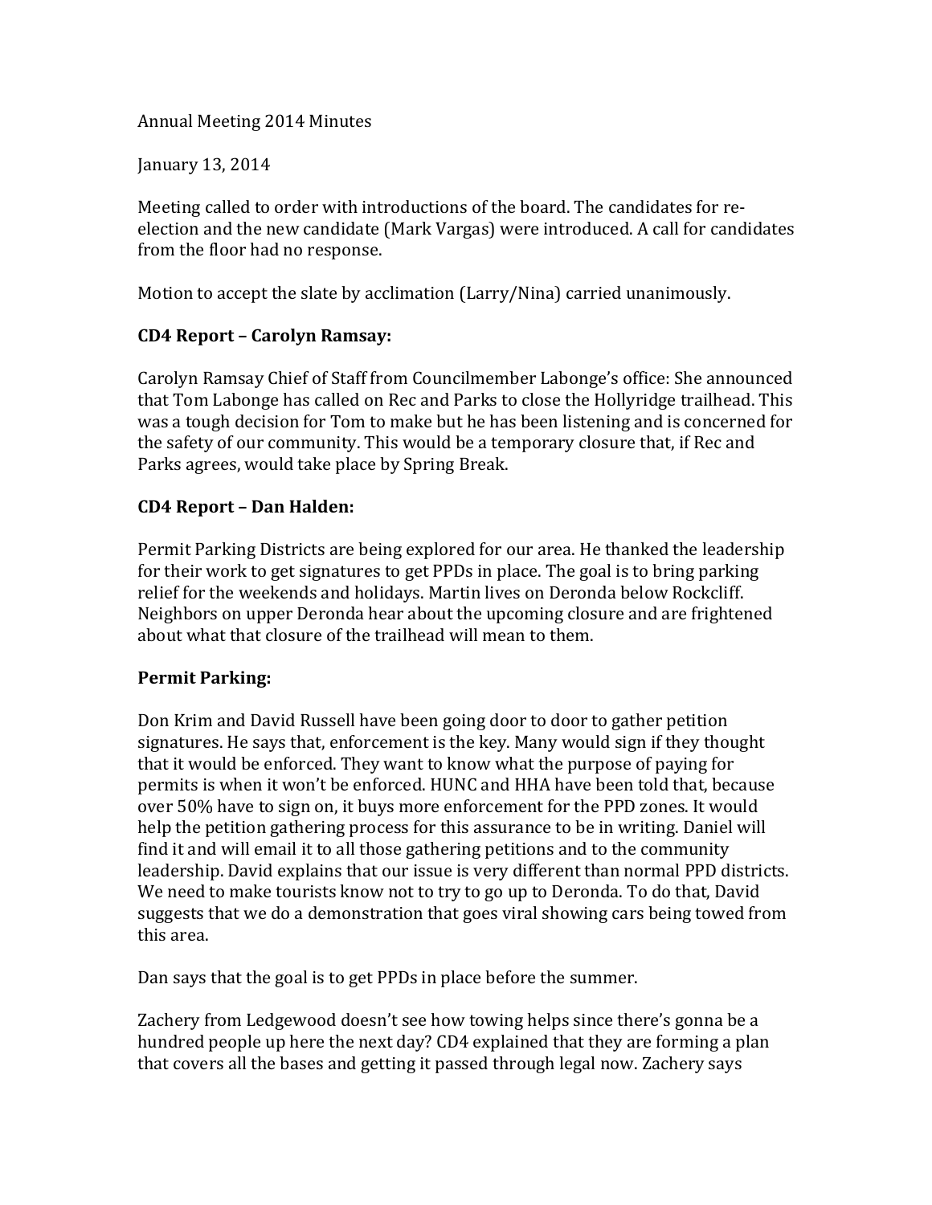Annual Meeting 2014 Minutes

January 13, 2014

Meeting called to order with introductions of the board. The candidates for re-election and the new candidate (Mark Vargas) were introduced. A call for candidates from the floor had no response.

Motion to accept the slate by acclimation (Larry/Nina) carried unanimously.

**CD4 Report – Carolyn Ramsay:**

Carolyn Ramsay Chief of Staff from Councilmember Labonge's office: She announced that Tom Labonge has called on Rec and Parks to close the Hollyridge trailhead. This was a tough decision for Tom to make but he has been listening and is concerned for the safety of our community. This would be a temporary closure that, if Rec and Parks agrees, would take place by Spring Break.

**CD4 Report – Dan Halden:**

Permit Parking Districts are being explored for our area. He thanked the leadership for their work to get signatures to get PPDs in place. The goal is to bring parking relief for the weekends and holidays. Martin lives on Deronda below Rockcliff. Neighbors on upper Deronda hear about the upcoming closure and are frightened about what that closure of the trailhead will mean to them.

**Permit Parking:**

Don Krim and David Russell have been going door to door to gather petition signatures. He says that, enforcement is the key. Many would sign if they thought that it would be enforced. They want to know what the purpose of paying for permits is when it won't be enforced. HUNC and HHA have been told that, because over 50% have to sign on, it buys more enforcement for the PPD zones. It would help the petition gathering process for this assurance to be in writing. Daniel will find it and will email it to all those gathering petitions and to the community leadership. David explains that our issue is very different than normal PPD districts. We need to make tourists know not to try to go up to Deronda. To do that, David suggests that we do a demonstration that goes viral showing cars being towed from this area.

Dan says that the goal is to get PPDs in place before the summer.

Zachery from Ledgewood doesn't see how towing helps since there's gonna be a hundred people up here the next day? CD4 explained that they are forming a plan that covers all the bases and getting it passed through legal now. Zachery says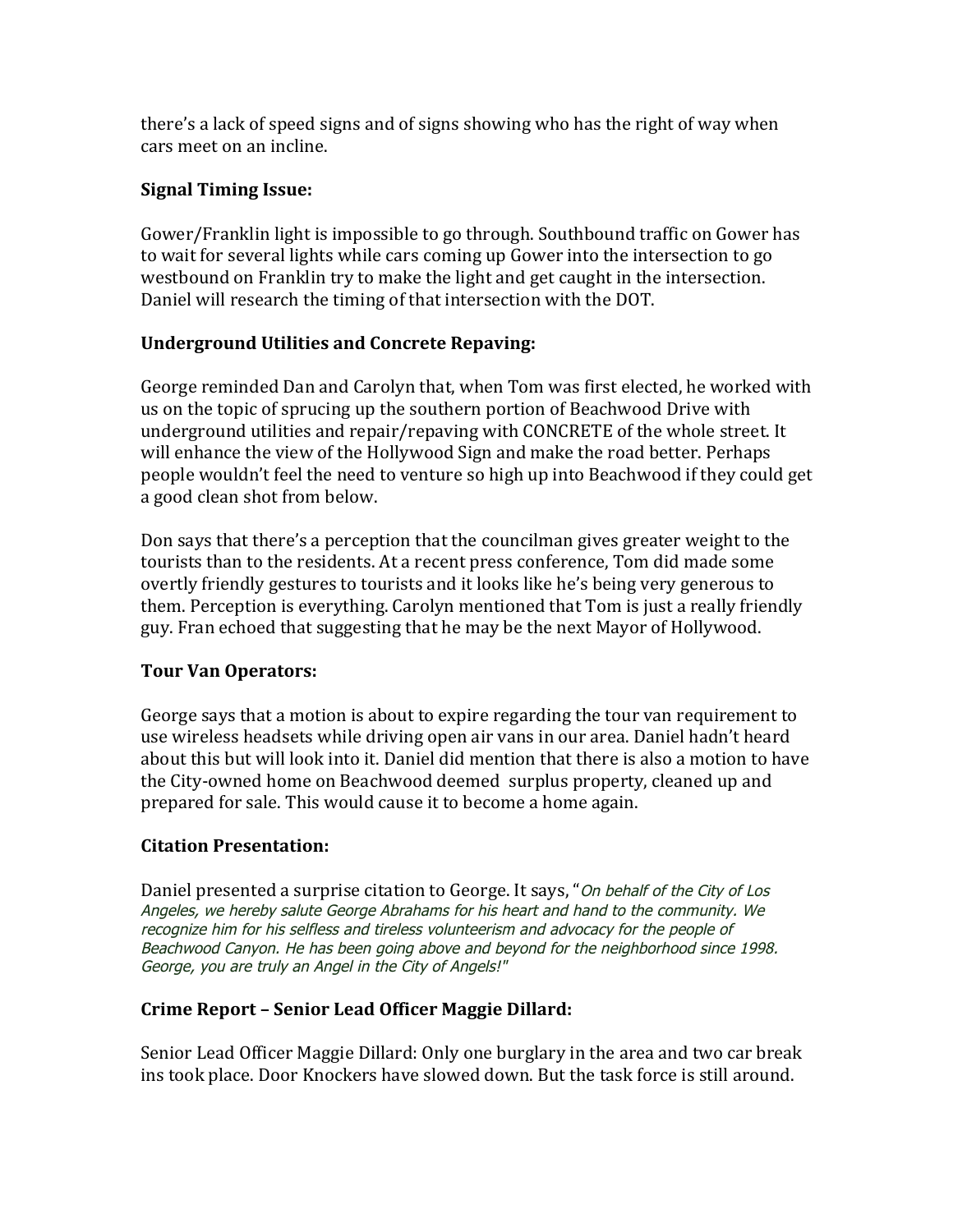there's a lack of speed signs and of signs showing who has the right of way when cars meet on an incline.

**Signal Timing Issue:**

Gower/Franklin light is impossible to go through. Southbound traffic on Gower has to wait for several lights while cars coming up Gower into the intersection to go westbound on Franklin try to make the light and get caught in the intersection. Daniel will research the timing of that intersection with the DOT.

**Underground Utilities and Concrete Repaving:**

George reminded Dan and Carolyn that, when Tom was first elected, he worked with us on the topic of sprucing up the southern portion of Beachwood Drive with underground utilities and repair/repaving with CONCRETE of the whole street. It will enhance the view of the Hollywood Sign and make the road better. Perhaps people wouldn't feel the need to venture so high up into Beachwood if they could get a good clean shot from below.

Don says that there's a perception that the councilman gives greater weight to the tourists than to the residents. At a recent press conference, Tom did made some overtly friendly gestures to tourists and it looks like he's being very generous to them. Perception is everything. Carolyn mentioned that Tom is just a really friendly guy. Fran echoed that suggesting that he may be the next Mayor of Hollywood.

**Tour Van Operators:**

George says that a motion is about to expire regarding the tour van requirement to use wireless headsets while driving open air vans in our area. Daniel hadn't heard about this but will look into it. Daniel did mention that there is also a motion to have the City-owned home on Beachwood deemed surplus property, cleaned up and prepared for sale. This would cause it to become a home again.

**Citation Presentation:**

Daniel presented a surprise citation to George. It says, "*On behalf of the City of Los Angeles, we hereby salute George Abrahams for his heart and hand to the community. We recognize him for his selfless and tireless volunteerism and advocacy for the people of Beachwood Canyon. He has been going above and beyond for the neighborhood since 1998. George, you are truly an Angel in the City of Angels!*"

**Crime Report – Senior Lead Officer Maggie Dillard:**

Senior Lead Officer Maggie Dillard: Only one burglary in the area and two car break ins took place. Door Knockers have slowed down. But the task force is still around.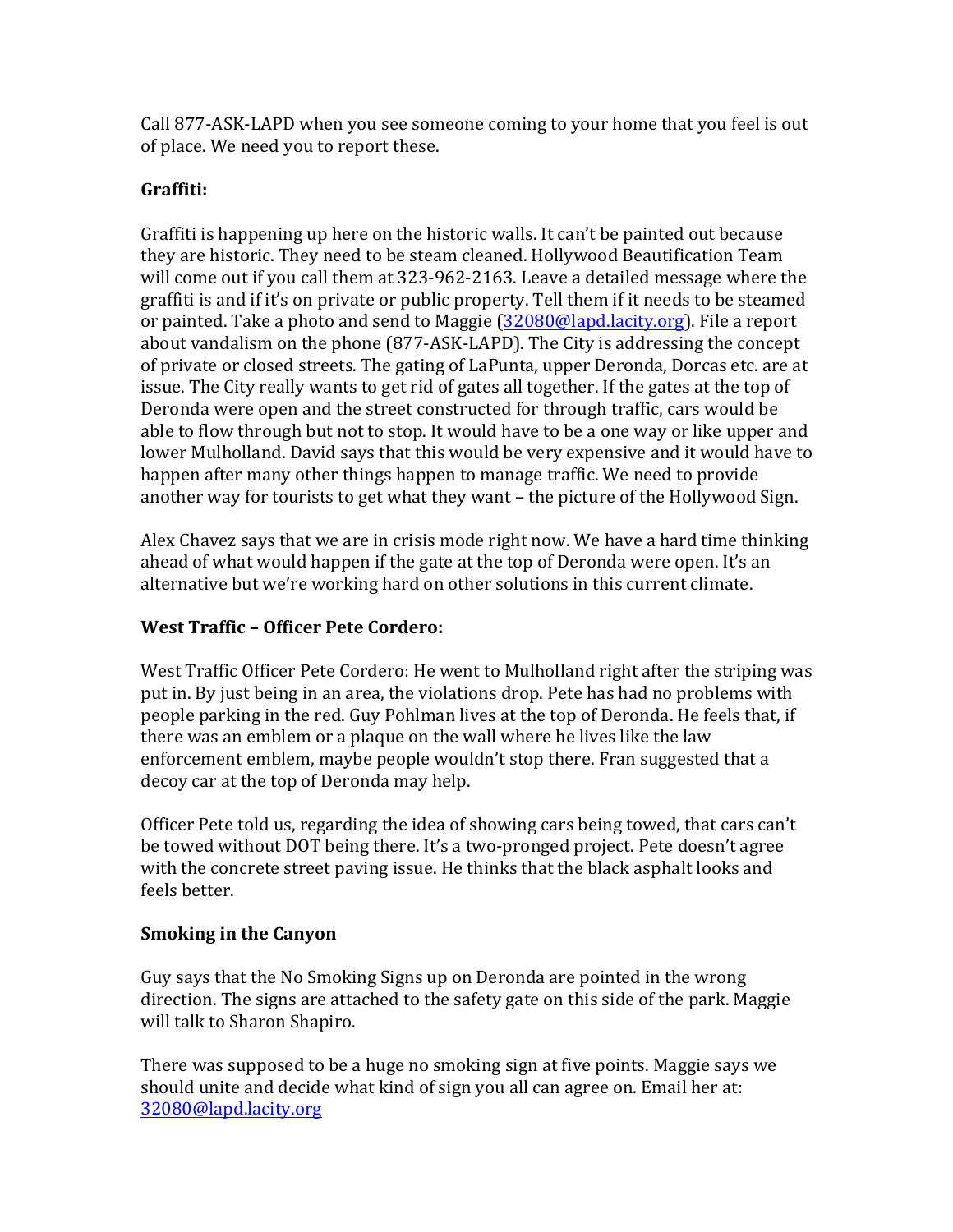Call 877-ASK-LAPD when you see someone coming to your home that you feel is out of place. We need you to report these.

**Graffiti:**

Graffiti is happening up here on the historic walls. It can't be painted out because they are historic. They need to be steam cleaned. Hollywood Beautification Team will come out if you call them at 323-962-2163. Leave a detailed message where the graffiti is and if it's on private or public property. Tell them if it needs to be steamed or painted. Take a photo and send to Maggie (32080@lapd.lacity.org). File a report about vandalism on the phone (877-ASK-LAPD). The City is addressing the concept of private or closed streets. The gating of LaPunta, upper Deronda, Dorcas etc. are at issue. The City really wants to get rid of gates all together. If the gates at the top of Deronda were open and the street constructed for through traffic, cars would be able to flow through but not to stop. It would have to be a one way or like upper and lower Mulholland. David says that this would be very expensive and it would have to happen after many other things happen to manage traffic. We need to provide another way for tourists to get what they want – the picture of the Hollywood Sign.

Alex Chavez says that we are in crisis mode right now. We have a hard time thinking ahead of what would happen if the gate at the top of Deronda were open. It's an alternative but we're working hard on other solutions in this current climate.

**West Traffic – Officer Pete Cordero:**

West Traffic Officer Pete Cordero: He went to Mulholland right after the striping was put in. By just being in an area, the violations drop. Pete has had no problems with people parking in the red. Guy Pohlman lives at the top of Deronda. He feels that, if there was an emblem or a plaque on the wall where he lives like the law enforcement emblem, maybe people wouldn't stop there. Fran suggested that a decoy car at the top of Deronda may help.

Officer Pete told us, regarding the idea of showing cars being towed, that cars can't be towed without DOT being there. It's a two-pronged project. Pete doesn't agree with the concrete street paving issue. He thinks that the black asphalt looks and feels better.

**Smoking in the Canyon**

Guy says that the No Smoking Signs up on Deronda are pointed in the wrong direction. The signs are attached to the safety gate on this side of the park. Maggie will talk to Sharon Shapiro.

There was supposed to be a huge no smoking sign at five points. Maggie says we should unite and decide what kind of sign you all can agree on. Email her at: 32080@lapd.lacity.org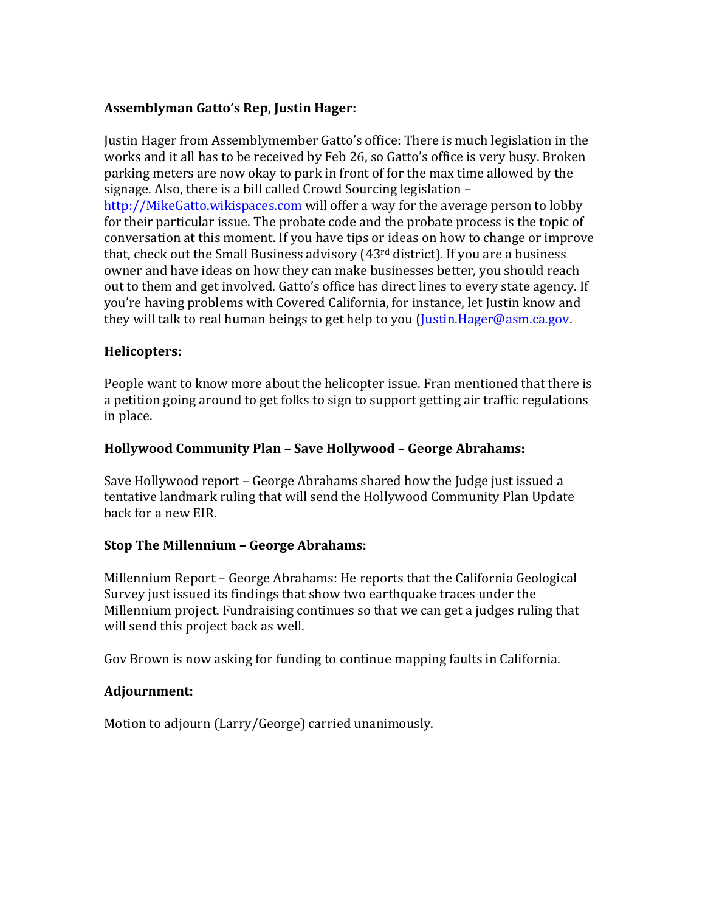**Assemblyman Gatto's Rep, Justin Hager:**

Justin Hager from Assemblymember Gatto's office: There is much legislation in the works and it all has to be received by Feb 26, so Gatto's office is very busy. Broken parking meters are now okay to park in front of for the max time allowed by the signage. Also, there is a bill called Crowd Sourcing legislation – http://MikeGatto.wikispaces.com will offer a way for the average person to lobby for their particular issue. The probate code and the probate process is the topic of conversation at this moment. If you have tips or ideas on how to change or improve that, check out the Small Business advisory (43rd district). If you are a business owner and have ideas on how they can make businesses better, you should reach out to them and get involved. Gatto's office has direct lines to every state agency. If you're having problems with Covered California, for instance, let Justin know and they will talk to real human beings to get help to you (Justin.Hager@asm.ca.gov.

**Helicopters:**

People want to know more about the helicopter issue. Fran mentioned that there is a petition going around to get folks to sign to support getting air traffic regulations in place.

**Hollywood Community Plan – Save Hollywood – George Abrahams:**

Save Hollywood report – George Abrahams shared how the Judge just issued a tentative landmark ruling that will send the Hollywood Community Plan Update back for a new EIR.

**Stop The Millennium – George Abrahams:**

Millennium Report – George Abrahams: He reports that the California Geological Survey just issued its findings that show two earthquake traces under the Millennium project. Fundraising continues so that we can get a judges ruling that will send this project back as well.

Gov Brown is now asking for funding to continue mapping faults in California.

**Adjournment:**

Motion to adjourn (Larry/George) carried unanimously.